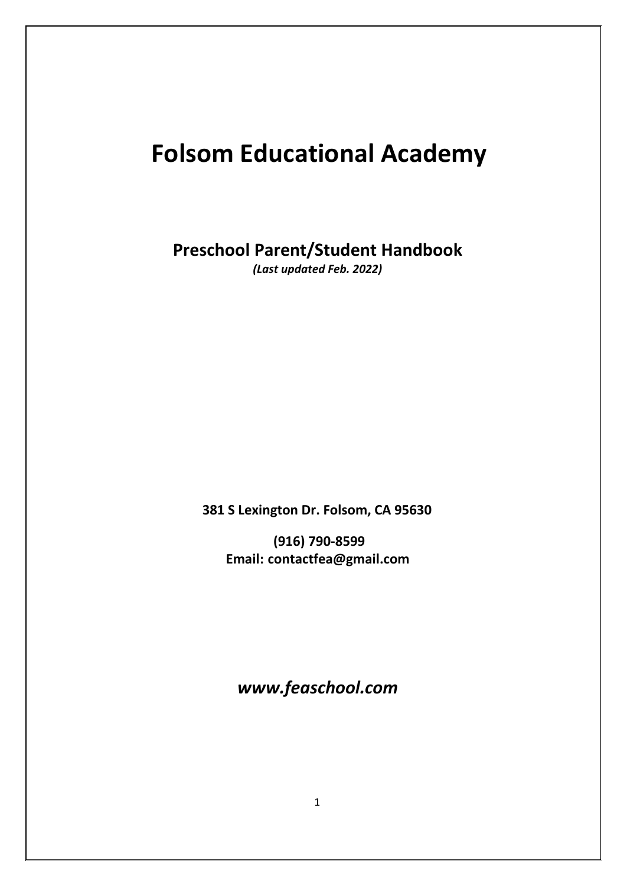# Folsom Educational Academy

## Preschool Parent/Student Handbook

***(Last updated Feb. 2022)***

**381 S Lexington Dr. Folsom, CA 95630**

**(916) 790-8599**
**Email: contactfea@gmail.com**

***www.feaschool.com***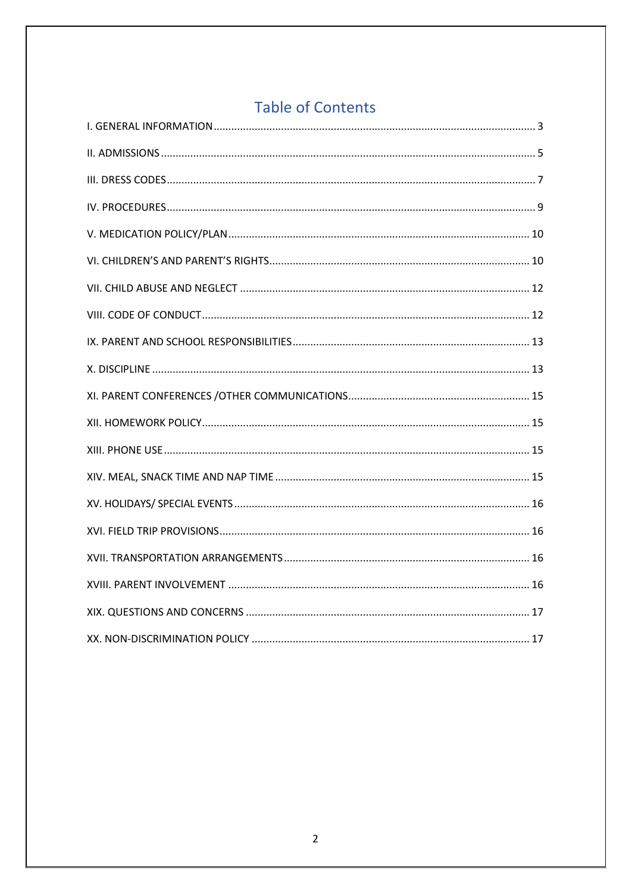# Table of Contents

I. GENERAL INFORMATION ............................................................................................................ 3

II. ADMISSIONS .............................................................................................................................. 5

III. DRESS CODES ............................................................................................................................ 7

IV. PROCEDURES ............................................................................................................................ 9

V. MEDICATION POLICY/PLAN ..................................................................................................... 10

VI. CHILDREN'S AND PARENT'S RIGHTS ........................................................................................ 10

VII. CHILD ABUSE AND NEGLECT .................................................................................................. 12

VIII. CODE OF CONDUCT .............................................................................................................. 12

IX. PARENT AND SCHOOL RESPONSIBILITIES ................................................................................ 13

X. DISCIPLINE ................................................................................................................................ 13

XI. PARENT CONFERENCES /OTHER COMMUNICATIONS .............................................................. 15

XII. HOMEWORK POLICY ............................................................................................................... 15

XIII. PHONE USE ............................................................................................................................ 15

XIV. MEAL, SNACK TIME AND NAP TIME ...................................................................................... 15

XV. HOLIDAYS/ SPECIAL EVENTS .................................................................................................... 16

XVI. FIELD TRIP PROVISIONS ......................................................................................................... 16

XVII. TRANSPORTATION ARRANGEMENTS ................................................................................... 16

XVIII. PARENT INVOLVEMENT ....................................................................................................... 16

XIX. QUESTIONS AND CONCERNS ................................................................................................ 17

XX. NON-DISCRIMINATION POLICY .............................................................................................. 17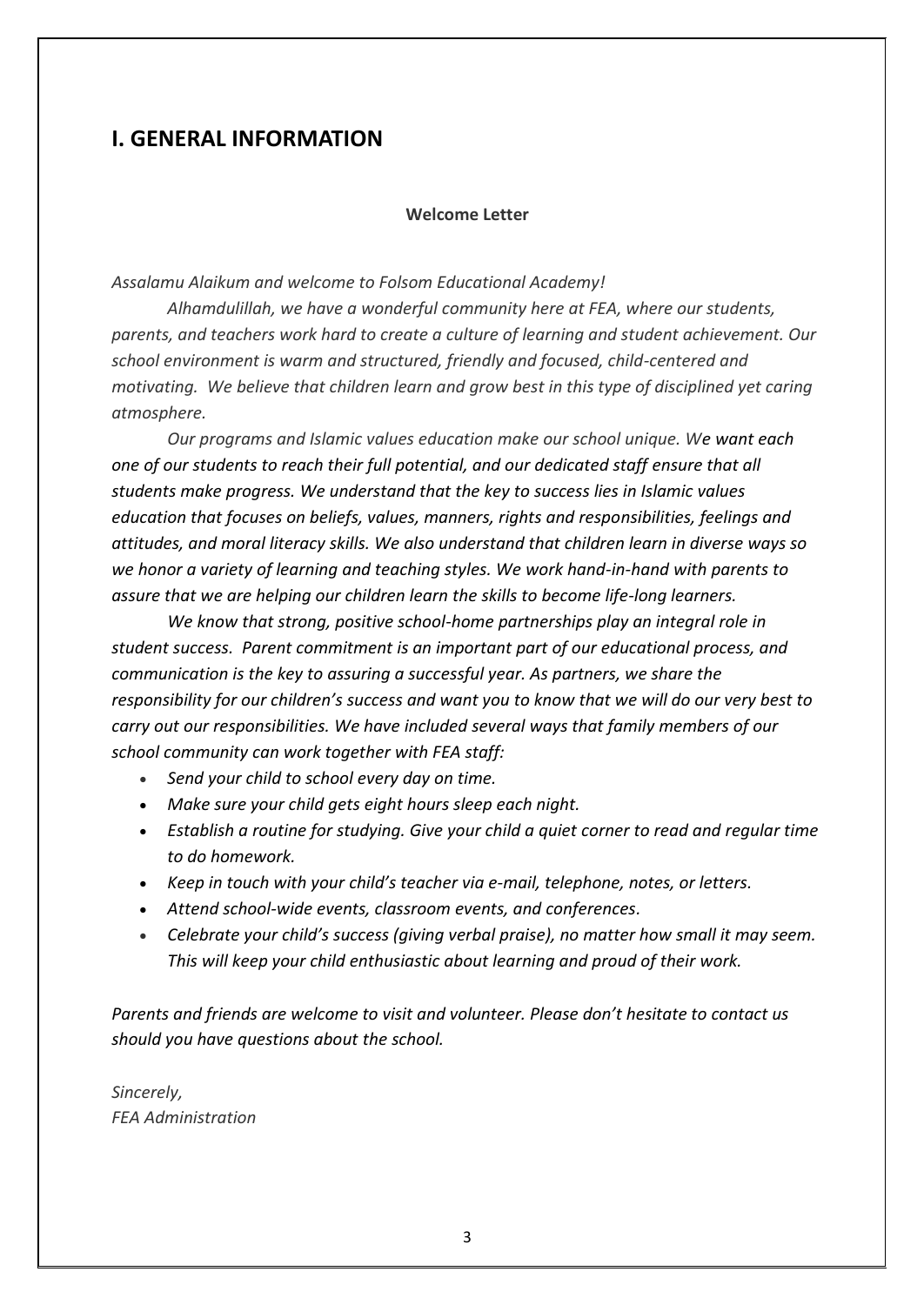# I. GENERAL INFORMATION

**Welcome Letter**

*Assalamu Alaikum and welcome to Folsom Educational Academy!*

*Alhamdulillah, we have a wonderful community here at FEA, where our students, parents, and teachers work hard to create a culture of learning and student achievement. Our school environment is warm and structured, friendly and focused, child-centered and motivating. We believe that children learn and grow best in this type of disciplined yet caring atmosphere.*

*Our programs and Islamic values education make our school unique. We want each one of our students to reach their full potential, and our dedicated staff ensure that all students make progress. We understand that the key to success lies in Islamic values education that focuses on beliefs, values, manners, rights and responsibilities, feelings and attitudes, and moral literacy skills. We also understand that children learn in diverse ways so we honor a variety of learning and teaching styles. We work hand-in-hand with parents to assure that we are helping our children learn the skills to become life-long learners.*

*We know that strong, positive school-home partnerships play an integral role in student success. Parent commitment is an important part of our educational process, and communication is the key to assuring a successful year. As partners, we share the responsibility for our children's success and want you to know that we will do our very best to carry out our responsibilities. We have included several ways that family members of our school community can work together with FEA staff:*

- *Send your child to school every day on time.*
- *Make sure your child gets eight hours sleep each night.*
- *Establish a routine for studying. Give your child a quiet corner to read and regular time to do homework.*
- *Keep in touch with your child's teacher via e-mail, telephone, notes, or letters.*
- *Attend school-wide events, classroom events, and conferences.*
- *Celebrate your child's success (giving verbal praise), no matter how small it may seem. This will keep your child enthusiastic about learning and proud of their work.*

*Parents and friends are welcome to visit and volunteer. Please don't hesitate to contact us should you have questions about the school.*

*Sincerely,*
*FEA Administration*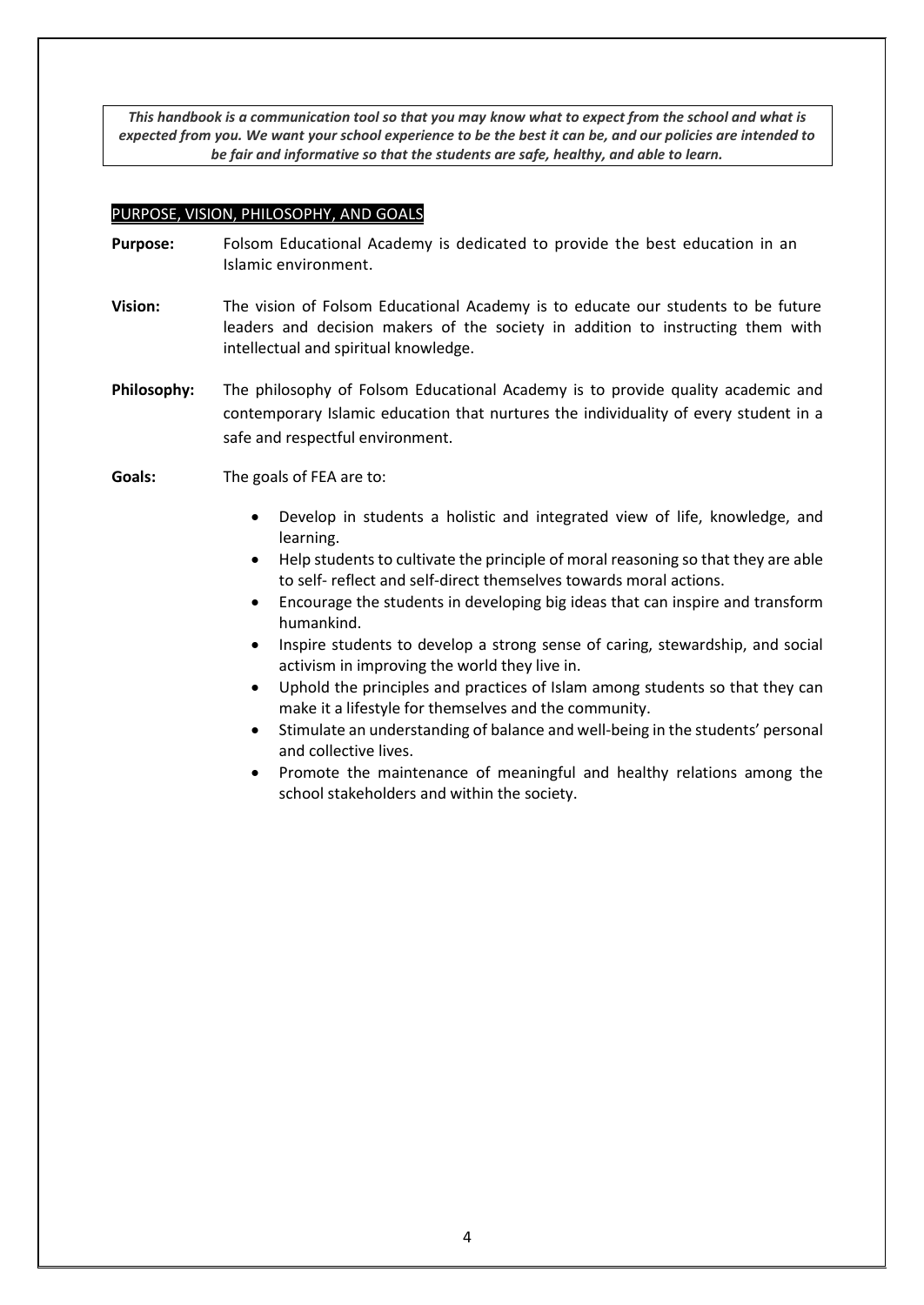***This handbook is a communication tool so that you may know what to expect from the school and what is expected from you. We want your school experience to be the best it can be, and our policies are intended to be fair and informative so that the students are safe, healthy, and able to learn.***

## PURPOSE, VISION, PHILOSOPHY, AND GOALS

**Purpose:** Folsom Educational Academy is dedicated to provide the best education in an Islamic environment.

**Vision:** The vision of Folsom Educational Academy is to educate our students to be future leaders and decision makers of the society in addition to instructing them with intellectual and spiritual knowledge.

**Philosophy:** The philosophy of Folsom Educational Academy is to provide quality academic and contemporary Islamic education that nurtures the individuality of every student in a safe and respectful environment.

**Goals:** The goals of FEA are to:

- Develop in students a holistic and integrated view of life, knowledge, and learning.
- Help students to cultivate the principle of moral reasoning so that they are able to self- reflect and self-direct themselves towards moral actions.
- Encourage the students in developing big ideas that can inspire and transform humankind.
- Inspire students to develop a strong sense of caring, stewardship, and social activism in improving the world they live in.
- Uphold the principles and practices of Islam among students so that they can make it a lifestyle for themselves and the community.
- Stimulate an understanding of balance and well-being in the students' personal and collective lives.
- Promote the maintenance of meaningful and healthy relations among the school stakeholders and within the society.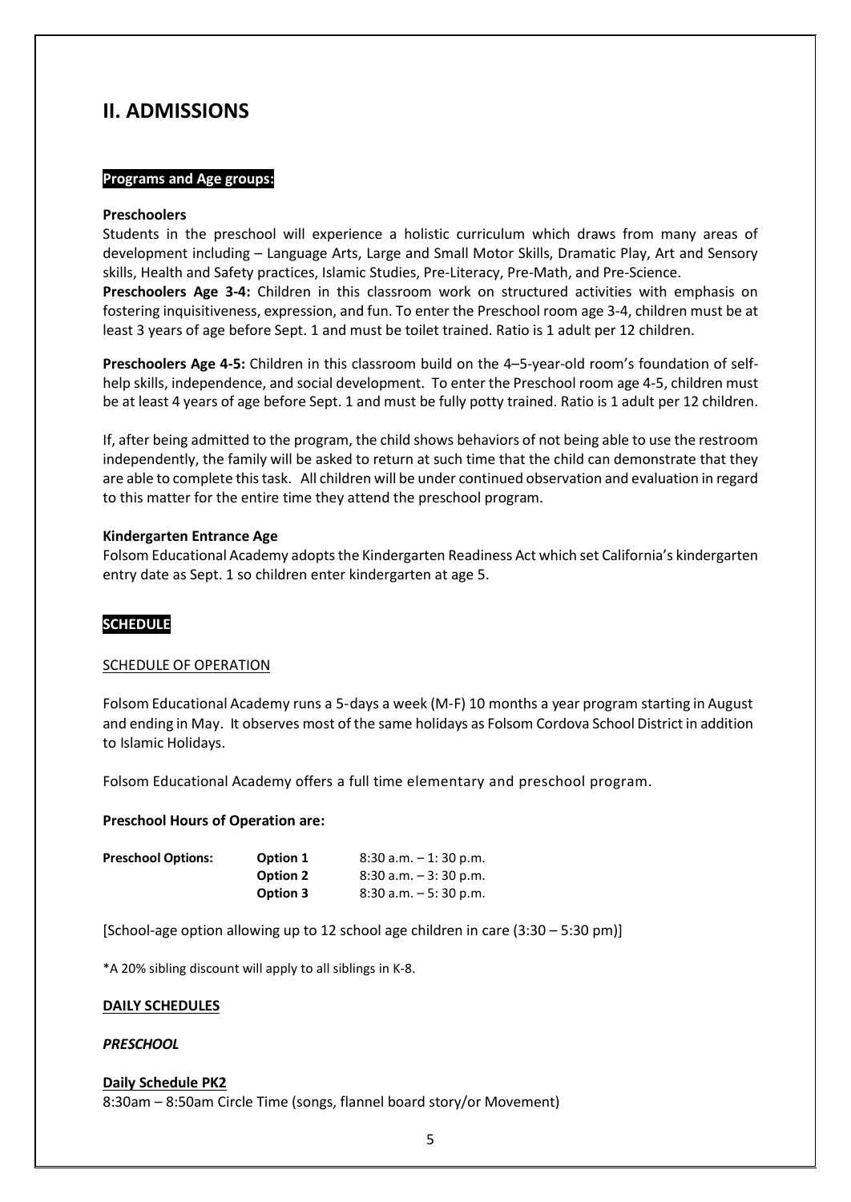## II. ADMISSIONS

**Programs and Age groups:**

**Preschoolers**

Students in the preschool will experience a holistic curriculum which draws from many areas of development including – Language Arts, Large and Small Motor Skills, Dramatic Play, Art and Sensory skills, Health and Safety practices, Islamic Studies, Pre-Literacy, Pre-Math, and Pre-Science.

**Preschoolers Age 3-4:** Children in this classroom work on structured activities with emphasis on fostering inquisitiveness, expression, and fun. To enter the Preschool room age 3-4, children must be at least 3 years of age before Sept. 1 and must be toilet trained. Ratio is 1 adult per 12 children.

**Preschoolers Age 4-5:** Children in this classroom build on the 4–5-year-old room's foundation of self-help skills, independence, and social development. To enter the Preschool room age 4-5, children must be at least 4 years of age before Sept. 1 and must be fully potty trained. Ratio is 1 adult per 12 children.

If, after being admitted to the program, the child shows behaviors of not being able to use the restroom independently, the family will be asked to return at such time that the child can demonstrate that they are able to complete this task. All children will be under continued observation and evaluation in regard to this matter for the entire time they attend the preschool program.

**Kindergarten Entrance Age**

Folsom Educational Academy adopts the Kindergarten Readiness Act which set California's kindergarten entry date as Sept. 1 so children enter kindergarten at age 5.

**SCHEDULE**

SCHEDULE OF OPERATION

Folsom Educational Academy runs a 5-days a week (M-F) 10 months a year program starting in August and ending in May. It observes most of the same holidays as Folsom Cordova School District in addition to Islamic Holidays.

Folsom Educational Academy offers a full time elementary and preschool program.

**Preschool Hours of Operation are:**

| **Preschool Options:** | **Option 1** | 8:30 a.m. – 1: 30 p.m. |
|---|---|---|
| | **Option 2** | 8:30 a.m. – 3: 30 p.m. |
| | **Option 3** | 8:30 a.m. – 5: 30 p.m. |

[School-age option allowing up to 12 school age children in care (3:30 – 5:30 pm)]

*A 20% sibling discount will apply to all siblings in K-8.

**DAILY SCHEDULES**

***PRESCHOOL***

**Daily Schedule PK2**

8:30am – 8:50am Circle Time (songs, flannel board story/or Movement)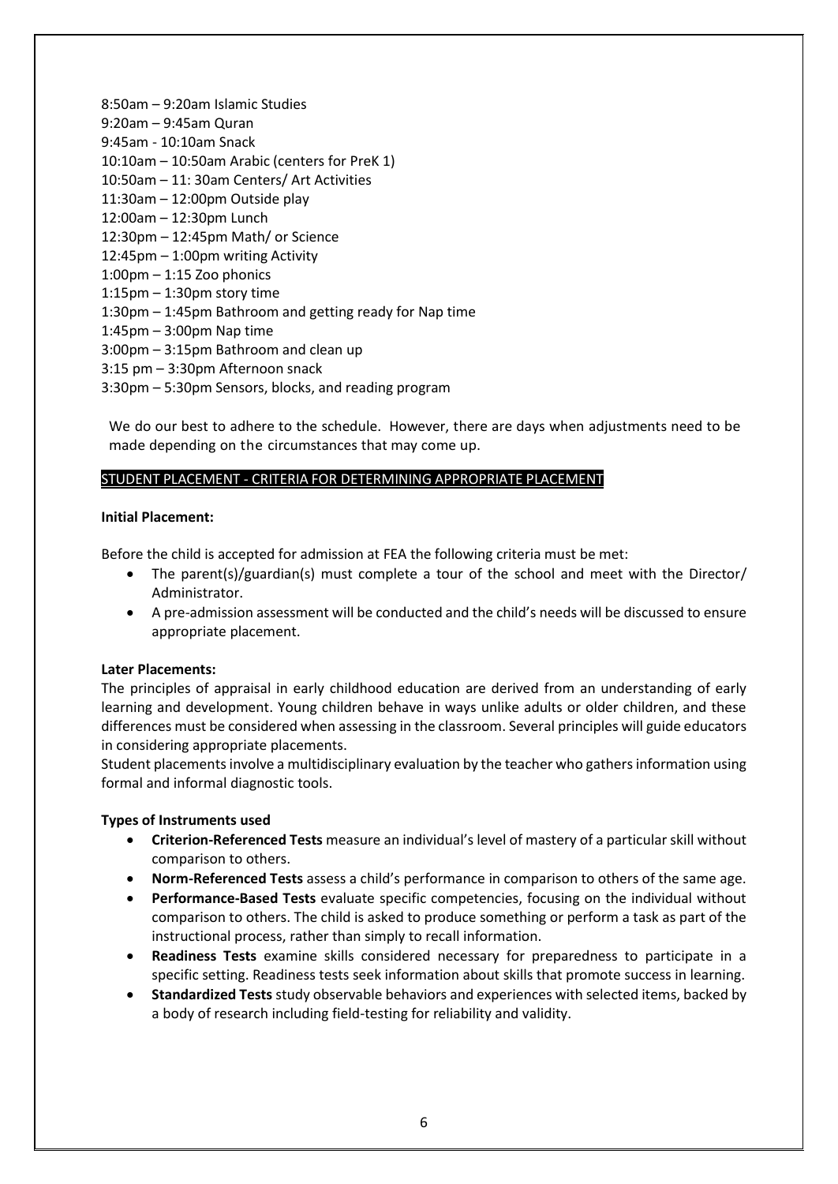8:50am – 9:20am Islamic Studies
9:20am – 9:45am Quran
9:45am - 10:10am Snack
10:10am – 10:50am Arabic (centers for PreK 1)
10:50am – 11: 30am Centers/ Art Activities
11:30am – 12:00pm Outside play
12:00am – 12:30pm Lunch
12:30pm – 12:45pm Math/ or Science
12:45pm – 1:00pm writing Activity
1:00pm – 1:15 Zoo phonics
1:15pm – 1:30pm story time
1:30pm – 1:45pm Bathroom and getting ready for Nap time
1:45pm – 3:00pm Nap time
3:00pm – 3:15pm Bathroom and clean up
3:15 pm – 3:30pm Afternoon snack
3:30pm – 5:30pm Sensors, blocks, and reading program

We do our best to adhere to the schedule. However, there are days when adjustments need to be made depending on the circumstances that may come up.

## STUDENT PLACEMENT - CRITERIA FOR DETERMINING APPROPRIATE PLACEMENT

**Initial Placement:**

Before the child is accepted for admission at FEA the following criteria must be met:

- The parent(s)/guardian(s) must complete a tour of the school and meet with the Director/ Administrator.
- A pre-admission assessment will be conducted and the child's needs will be discussed to ensure appropriate placement.

**Later Placements:**

The principles of appraisal in early childhood education are derived from an understanding of early learning and development. Young children behave in ways unlike adults or older children, and these differences must be considered when assessing in the classroom. Several principles will guide educators in considering appropriate placements.

Student placements involve a multidisciplinary evaluation by the teacher who gathers information using formal and informal diagnostic tools.

**Types of Instruments used**

- **Criterion-Referenced Tests** measure an individual's level of mastery of a particular skill without comparison to others.
- **Norm-Referenced Tests** assess a child's performance in comparison to others of the same age.
- **Performance-Based Tests** evaluate specific competencies, focusing on the individual without comparison to others. The child is asked to produce something or perform a task as part of the instructional process, rather than simply to recall information.
- **Readiness Tests** examine skills considered necessary for preparedness to participate in a specific setting. Readiness tests seek information about skills that promote success in learning.
- **Standardized Tests** study observable behaviors and experiences with selected items, backed by a body of research including field-testing for reliability and validity.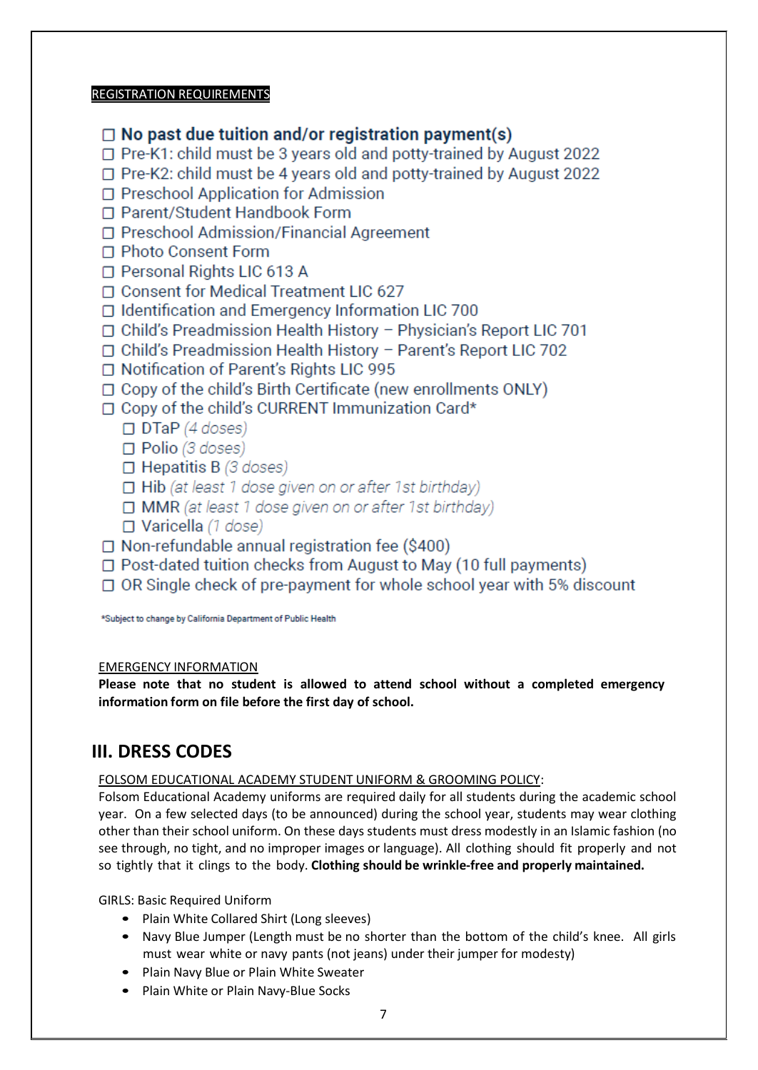REGISTRATION REQUIREMENTS

- ☐ **No past due tuition and/or registration payment(s)**
- ☐ Pre-K1: child must be 3 years old and potty-trained by August 2022
- ☐ Pre-K2: child must be 4 years old and potty-trained by August 2022
- ☐ Preschool Application for Admission
- ☐ Parent/Student Handbook Form
- ☐ Preschool Admission/Financial Agreement
- ☐ Photo Consent Form
- ☐ Personal Rights LIC 613 A
- ☐ Consent for Medical Treatment LIC 627
- ☐ Identification and Emergency Information LIC 700
- ☐ Child's Preadmission Health History – Physician's Report LIC 701
- ☐ Child's Preadmission Health History – Parent's Report LIC 702
- ☐ Notification of Parent's Rights LIC 995
- ☐ Copy of the child's Birth Certificate (new enrollments ONLY)
- ☐ Copy of the child's CURRENT Immunization Card*
  - ☐ DTaP *(4 doses)*
  - ☐ Polio *(3 doses)*
  - ☐ Hepatitis B *(3 doses)*
  - ☐ Hib *(at least 1 dose given on or after 1st birthday)*
  - ☐ MMR *(at least 1 dose given on or after 1st birthday)*
  - ☐ Varicella *(1 dose)*
- ☐ Non-refundable annual registration fee ($400)
- ☐ Post-dated tuition checks from August to May (10 full payments)
- ☐ OR Single check of pre-payment for whole school year with 5% discount

*Subject to change by California Department of Public Health

EMERGENCY INFORMATION

**Please note that no student is allowed to attend school without a completed emergency information form on file before the first day of school.**

## III. DRESS CODES

FOLSOM EDUCATIONAL ACADEMY STUDENT UNIFORM & GROOMING POLICY:

Folsom Educational Academy uniforms are required daily for all students during the academic school year. On a few selected days (to be announced) during the school year, students may wear clothing other than their school uniform. On these days students must dress modestly in an Islamic fashion (no see through, no tight, and no improper images or language). All clothing should fit properly and not so tightly that it clings to the body. **Clothing should be wrinkle-free and properly maintained.**

GIRLS: Basic Required Uniform

- Plain White Collared Shirt (Long sleeves)
- Navy Blue Jumper (Length must be no shorter than the bottom of the child's knee. All girls must wear white or navy pants (not jeans) under their jumper for modesty)
- Plain Navy Blue or Plain White Sweater
- Plain White or Plain Navy-Blue Socks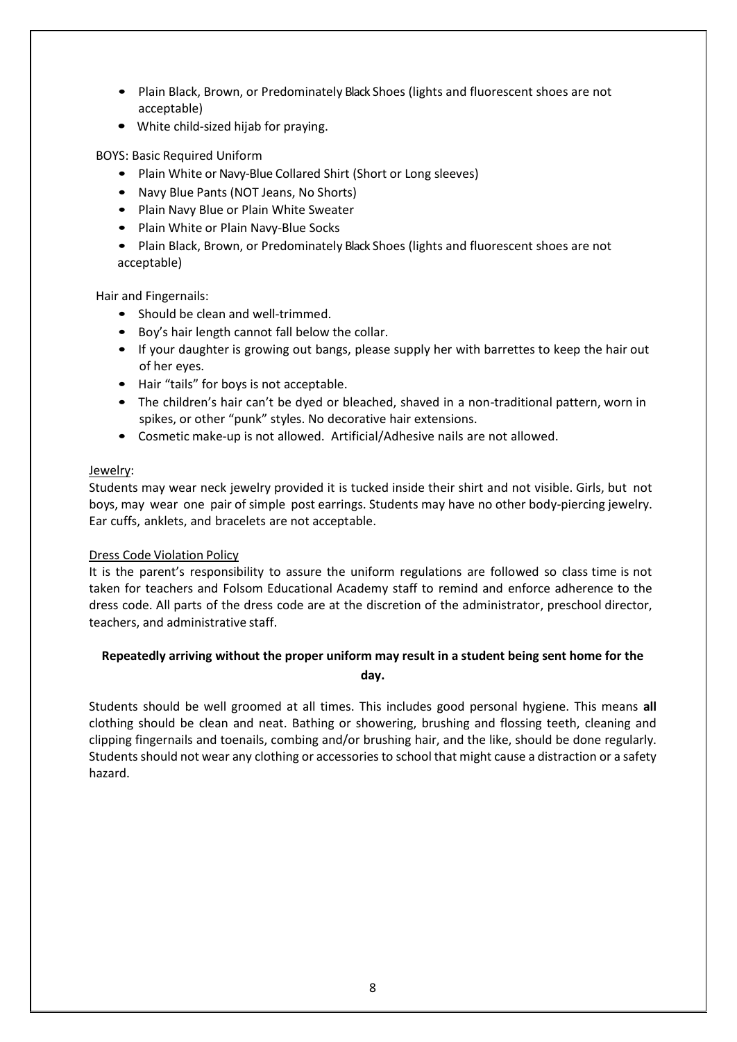- Plain Black, Brown, or Predominately Black Shoes (lights and fluorescent shoes are not acceptable)
- White child-sized hijab for praying.

BOYS: Basic Required Uniform

- Plain White or Navy-Blue Collared Shirt (Short or Long sleeves)
- Navy Blue Pants (NOT Jeans, No Shorts)
- Plain Navy Blue or Plain White Sweater
- Plain White or Plain Navy-Blue Socks
- Plain Black, Brown, or Predominately Black Shoes (lights and fluorescent shoes are not acceptable)

Hair and Fingernails:

- Should be clean and well-trimmed.
- Boy's hair length cannot fall below the collar.
- If your daughter is growing out bangs, please supply her with barrettes to keep the hair out of her eyes.
- Hair "tails" for boys is not acceptable.
- The children's hair can't be dyed or bleached, shaved in a non-traditional pattern, worn in spikes, or other "punk" styles. No decorative hair extensions.
- Cosmetic make-up is not allowed. Artificial/Adhesive nails are not allowed.

Jewelry:

Students may wear neck jewelry provided it is tucked inside their shirt and not visible. Girls, but not boys, may wear one pair of simple post earrings. Students may have no other body-piercing jewelry. Ear cuffs, anklets, and bracelets are not acceptable.

Dress Code Violation Policy

It is the parent's responsibility to assure the uniform regulations are followed so class time is not taken for teachers and Folsom Educational Academy staff to remind and enforce adherence to the dress code. All parts of the dress code are at the discretion of the administrator, preschool director, teachers, and administrative staff.

**Repeatedly arriving without the proper uniform may result in a student being sent home for the day.**

Students should be well groomed at all times. This includes good personal hygiene. This means **all** clothing should be clean and neat. Bathing or showering, brushing and flossing teeth, cleaning and clipping fingernails and toenails, combing and/or brushing hair, and the like, should be done regularly. Students should not wear any clothing or accessories to school that might cause a distraction or a safety hazard.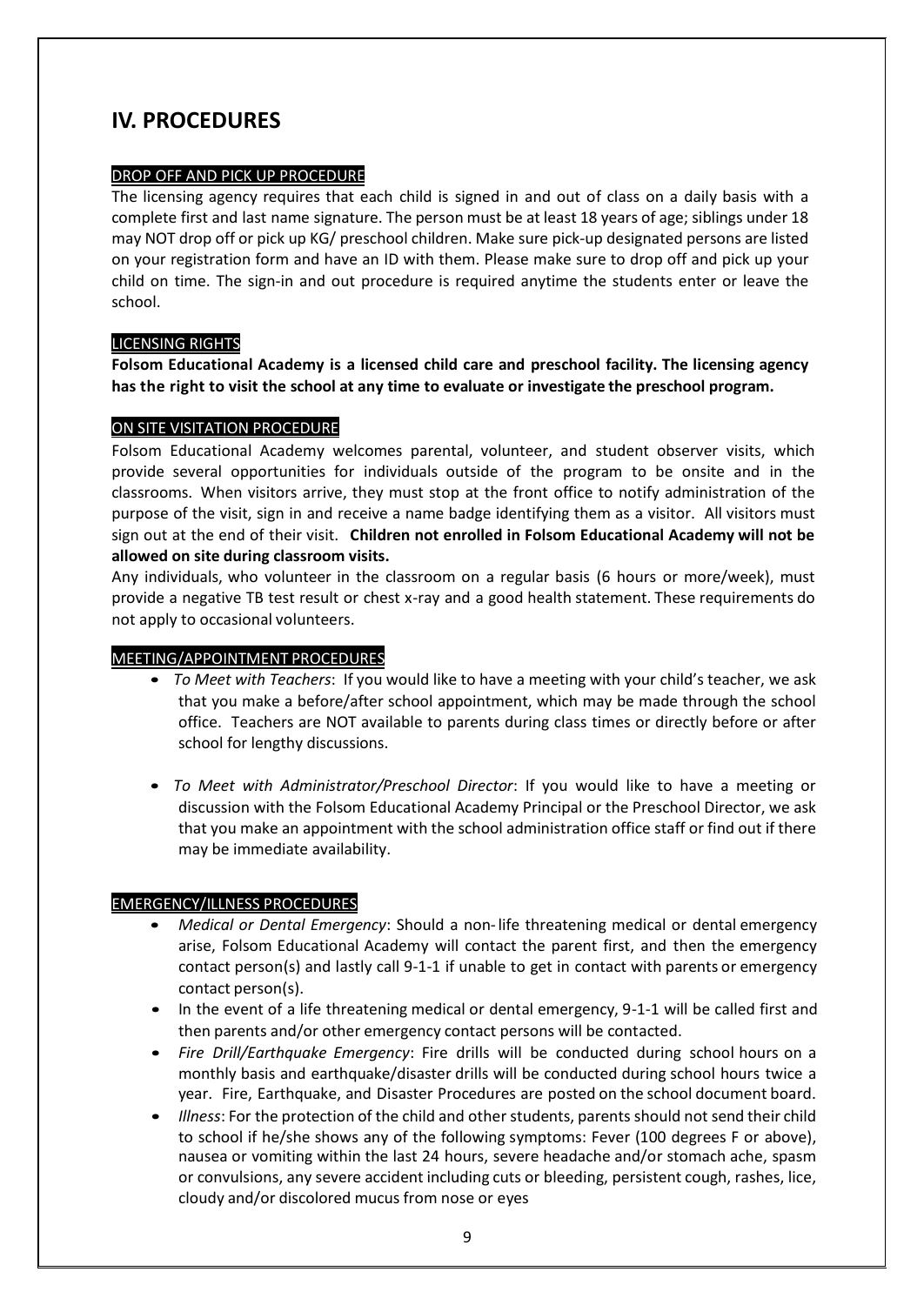# IV. PROCEDURES

## DROP OFF AND PICK UP PROCEDURE

The licensing agency requires that each child is signed in and out of class on a daily basis with a complete first and last name signature. The person must be at least 18 years of age; siblings under 18 may NOT drop off or pick up KG/ preschool children. Make sure pick-up designated persons are listed on your registration form and have an ID with them. Please make sure to drop off and pick up your child on time. The sign-in and out procedure is required anytime the students enter or leave the school.

## LICENSING RIGHTS

**Folsom Educational Academy is a licensed child care and preschool facility. The licensing agency has the right to visit the school at any time to evaluate or investigate the preschool program.**

## ON SITE VISITATION PROCEDURE

Folsom Educational Academy welcomes parental, volunteer, and student observer visits, which provide several opportunities for individuals outside of the program to be onsite and in the classrooms. When visitors arrive, they must stop at the front office to notify administration of the purpose of the visit, sign in and receive a name badge identifying them as a visitor. All visitors must sign out at the end of their visit. **Children not enrolled in Folsom Educational Academy will not be allowed on site during classroom visits.**

Any individuals, who volunteer in the classroom on a regular basis (6 hours or more/week), must provide a negative TB test result or chest x-ray and a good health statement. These requirements do not apply to occasional volunteers.

## MEETING/APPOINTMENT PROCEDURES

- *To Meet with Teachers*: If you would like to have a meeting with your child's teacher, we ask that you make a before/after school appointment, which may be made through the school office. Teachers are NOT available to parents during class times or directly before or after school for lengthy discussions.
- *To Meet with Administrator/Preschool Director*: If you would like to have a meeting or discussion with the Folsom Educational Academy Principal or the Preschool Director, we ask that you make an appointment with the school administration office staff or find out if there may be immediate availability.

## EMERGENCY/ILLNESS PROCEDURES

- *Medical or Dental Emergency*: Should a non- life threatening medical or dental emergency arise, Folsom Educational Academy will contact the parent first, and then the emergency contact person(s) and lastly call 9-1-1 if unable to get in contact with parents or emergency contact person(s).
- In the event of a life threatening medical or dental emergency, 9-1-1 will be called first and then parents and/or other emergency contact persons will be contacted.
- *Fire Drill/Earthquake Emergency*: Fire drills will be conducted during school hours on a monthly basis and earthquake/disaster drills will be conducted during school hours twice a year. Fire, Earthquake, and Disaster Procedures are posted on the school document board.
- *Illness*: For the protection of the child and other students, parents should not send their child to school if he/she shows any of the following symptoms: Fever (100 degrees F or above), nausea or vomiting within the last 24 hours, severe headache and/or stomach ache, spasm or convulsions, any severe accident including cuts or bleeding, persistent cough, rashes, lice, cloudy and/or discolored mucus from nose or eyes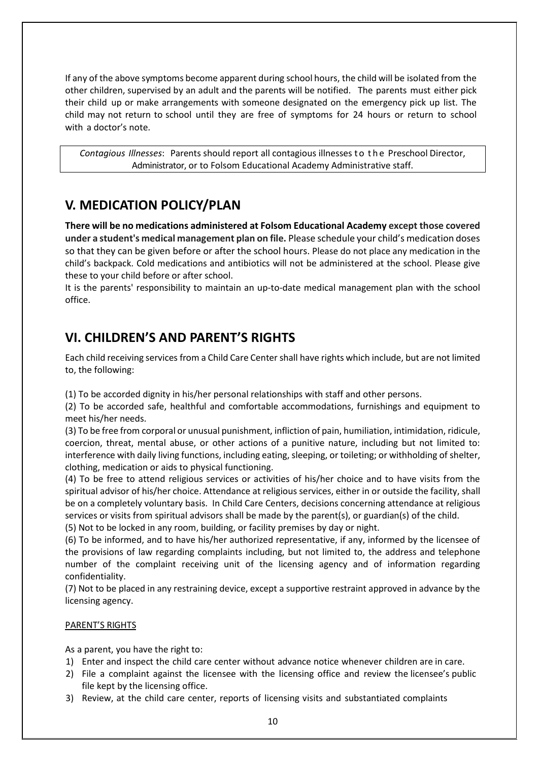If any of the above symptoms become apparent during school hours, the child will be isolated from the other children, supervised by an adult and the parents will be notified. The parents must either pick their child up or make arrangements with someone designated on the emergency pick up list. The child may not return to school until they are free of symptoms for 24 hours or return to school with a doctor's note.

*Contagious Illnesses*: Parents should report all contagious illnesses to the Preschool Director, Administrator, or to Folsom Educational Academy Administrative staff.

## V. MEDICATION POLICY/PLAN

**There will be no medications administered at Folsom Educational Academy except those covered under a student's medical management plan on file.** Please schedule your child's medication doses so that they can be given before or after the school hours. Please do not place any medication in the child's backpack. Cold medications and antibiotics will not be administered at the school. Please give these to your child before or after school.

It is the parents' responsibility to maintain an up-to-date medical management plan with the school office.

## VI. CHILDREN'S AND PARENT'S RIGHTS

Each child receiving services from a Child Care Center shall have rights which include, but are not limited to, the following:

(1) To be accorded dignity in his/her personal relationships with staff and other persons.

(2) To be accorded safe, healthful and comfortable accommodations, furnishings and equipment to meet his/her needs.

(3) To be free from corporal or unusual punishment, infliction of pain, humiliation, intimidation, ridicule, coercion, threat, mental abuse, or other actions of a punitive nature, including but not limited to: interference with daily living functions, including eating, sleeping, or toileting; or withholding of shelter, clothing, medication or aids to physical functioning.

(4) To be free to attend religious services or activities of his/her choice and to have visits from the spiritual advisor of his/her choice. Attendance at religious services, either in or outside the facility, shall be on a completely voluntary basis. In Child Care Centers, decisions concerning attendance at religious services or visits from spiritual advisors shall be made by the parent(s), or guardian(s) of the child.

(5) Not to be locked in any room, building, or facility premises by day or night.

(6) To be informed, and to have his/her authorized representative, if any, informed by the licensee of the provisions of law regarding complaints including, but not limited to, the address and telephone number of the complaint receiving unit of the licensing agency and of information regarding confidentiality.

(7) Not to be placed in any restraining device, except a supportive restraint approved in advance by the licensing agency.

PARENT'S RIGHTS

As a parent, you have the right to:

1) Enter and inspect the child care center without advance notice whenever children are in care.
2) File a complaint against the licensee with the licensing office and review the licensee's public file kept by the licensing office.
3) Review, at the child care center, reports of licensing visits and substantiated complaints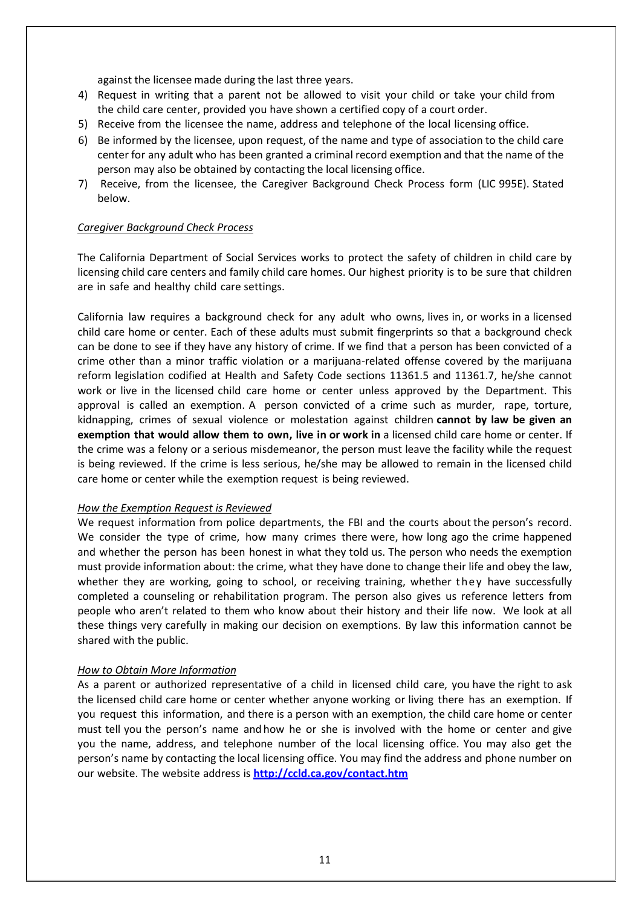against the licensee made during the last three years.

4) Request in writing that a parent not be allowed to visit your child or take your child from the child care center, provided you have shown a certified copy of a court order.
5) Receive from the licensee the name, address and telephone of the local licensing office.
6) Be informed by the licensee, upon request, of the name and type of association to the child care center for any adult who has been granted a criminal record exemption and that the name of the person may also be obtained by contacting the local licensing office.
7) Receive, from the licensee, the Caregiver Background Check Process form (LIC 995E). Stated below.

*Caregiver Background Check Process*

The California Department of Social Services works to protect the safety of children in child care by licensing child care centers and family child care homes. Our highest priority is to be sure that children are in safe and healthy child care settings.

California law requires a background check for any adult who owns, lives in, or works in a licensed child care home or center. Each of these adults must submit fingerprints so that a background check can be done to see if they have any history of crime. If we find that a person has been convicted of a crime other than a minor traffic violation or a marijuana-related offense covered by the marijuana reform legislation codified at Health and Safety Code sections 11361.5 and 11361.7, he/she cannot work or live in the licensed child care home or center unless approved by the Department. This approval is called an exemption. A person convicted of a crime such as murder, rape, torture, kidnapping, crimes of sexual violence or molestation against children **cannot by law be given an exemption that would allow them to own, live in or work in** a licensed child care home or center. If the crime was a felony or a serious misdemeanor, the person must leave the facility while the request is being reviewed. If the crime is less serious, he/she may be allowed to remain in the licensed child care home or center while the exemption request is being reviewed.

*How the Exemption Request is Reviewed*

We request information from police departments, the FBI and the courts about the person's record. We consider the type of crime, how many crimes there were, how long ago the crime happened and whether the person has been honest in what they told us. The person who needs the exemption must provide information about: the crime, what they have done to change their life and obey the law, whether they are working, going to school, or receiving training, whether they have successfully completed a counseling or rehabilitation program. The person also gives us reference letters from people who aren't related to them who know about their history and their life now. We look at all these things very carefully in making our decision on exemptions. By law this information cannot be shared with the public.

*How to Obtain More Information*

As a parent or authorized representative of a child in licensed child care, you have the right to ask the licensed child care home or center whether anyone working or living there has an exemption. If you request this information, and there is a person with an exemption, the child care home or center must tell you the person's name and how he or she is involved with the home or center and give you the name, address, and telephone number of the local licensing office. You may also get the person's name by contacting the local licensing office. You may find the address and phone number on our website. The website address is **http://ccld.ca.gov/contact.htm**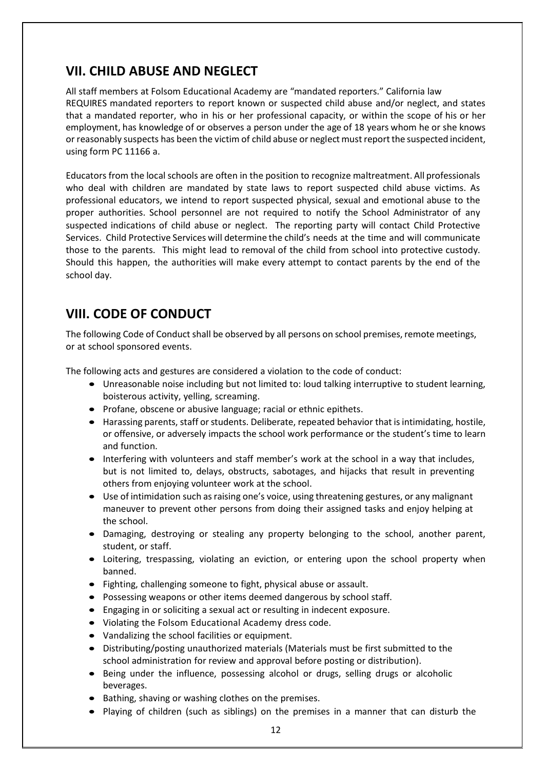## VII. CHILD ABUSE AND NEGLECT

All staff members at Folsom Educational Academy are "mandated reporters." California law REQUIRES mandated reporters to report known or suspected child abuse and/or neglect, and states that a mandated reporter, who in his or her professional capacity, or within the scope of his or her employment, has knowledge of or observes a person under the age of 18 years whom he or she knows or reasonably suspects has been the victim of child abuse or neglect must report the suspected incident, using form PC 11166 a.

Educators from the local schools are often in the position to recognize maltreatment. All professionals who deal with children are mandated by state laws to report suspected child abuse victims. As professional educators, we intend to report suspected physical, sexual and emotional abuse to the proper authorities. School personnel are not required to notify the School Administrator of any suspected indications of child abuse or neglect. The reporting party will contact Child Protective Services. Child Protective Services will determine the child's needs at the time and will communicate those to the parents. This might lead to removal of the child from school into protective custody. Should this happen, the authorities will make every attempt to contact parents by the end of the school day.

## VIII. CODE OF CONDUCT

The following Code of Conduct shall be observed by all persons on school premises, remote meetings, or at school sponsored events.

The following acts and gestures are considered a violation to the code of conduct:

- Unreasonable noise including but not limited to: loud talking interruptive to student learning, boisterous activity, yelling, screaming.
- Profane, obscene or abusive language; racial or ethnic epithets.
- Harassing parents, staff or students. Deliberate, repeated behavior that is intimidating, hostile, or offensive, or adversely impacts the school work performance or the student's time to learn and function.
- Interfering with volunteers and staff member's work at the school in a way that includes, but is not limited to, delays, obstructs, sabotages, and hijacks that result in preventing others from enjoying volunteer work at the school.
- Use of intimidation such as raising one's voice, using threatening gestures, or any malignant maneuver to prevent other persons from doing their assigned tasks and enjoy helping at the school.
- Damaging, destroying or stealing any property belonging to the school, another parent, student, or staff.
- Loitering, trespassing, violating an eviction, or entering upon the school property when banned.
- Fighting, challenging someone to fight, physical abuse or assault.
- Possessing weapons or other items deemed dangerous by school staff.
- Engaging in or soliciting a sexual act or resulting in indecent exposure.
- Violating the Folsom Educational Academy dress code.
- Vandalizing the school facilities or equipment.
- Distributing/posting unauthorized materials (Materials must be first submitted to the school administration for review and approval before posting or distribution).
- Being under the influence, possessing alcohol or drugs, selling drugs or alcoholic beverages.
- Bathing, shaving or washing clothes on the premises.
- Playing of children (such as siblings) on the premises in a manner that can disturb the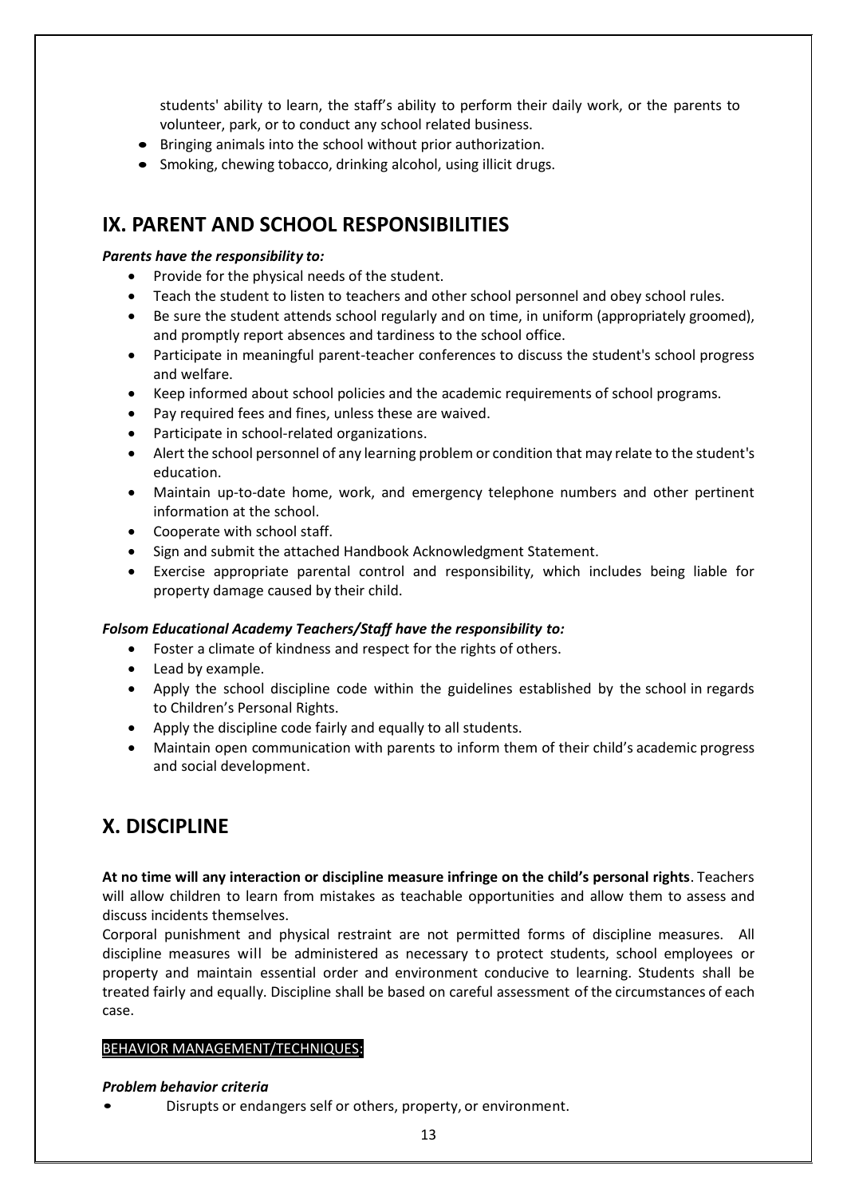students' ability to learn, the staff's ability to perform their daily work, or the parents to volunteer, park, or to conduct any school related business.

- Bringing animals into the school without prior authorization.
- Smoking, chewing tobacco, drinking alcohol, using illicit drugs.

## IX. PARENT AND SCHOOL RESPONSIBILITIES

***Parents have the responsibility to:***

- Provide for the physical needs of the student.
- Teach the student to listen to teachers and other school personnel and obey school rules.
- Be sure the student attends school regularly and on time, in uniform (appropriately groomed), and promptly report absences and tardiness to the school office.
- Participate in meaningful parent-teacher conferences to discuss the student's school progress and welfare.
- Keep informed about school policies and the academic requirements of school programs.
- Pay required fees and fines, unless these are waived.
- Participate in school-related organizations.
- Alert the school personnel of any learning problem or condition that may relate to the student's education.
- Maintain up-to-date home, work, and emergency telephone numbers and other pertinent information at the school.
- Cooperate with school staff.
- Sign and submit the attached Handbook Acknowledgment Statement.
- Exercise appropriate parental control and responsibility, which includes being liable for property damage caused by their child.

***Folsom Educational Academy Teachers/Staff have the responsibility to:***

- Foster a climate of kindness and respect for the rights of others.
- Lead by example.
- Apply the school discipline code within the guidelines established by the school in regards to Children's Personal Rights.
- Apply the discipline code fairly and equally to all students.
- Maintain open communication with parents to inform them of their child's academic progress and social development.

## X. DISCIPLINE

**At no time will any interaction or discipline measure infringe on the child's personal rights**. Teachers will allow children to learn from mistakes as teachable opportunities and allow them to assess and discuss incidents themselves.

Corporal punishment and physical restraint are not permitted forms of discipline measures. All discipline measures will be administered as necessary to protect students, school employees or property and maintain essential order and environment conducive to learning. Students shall be treated fairly and equally. Discipline shall be based on careful assessment of the circumstances of each case.

BEHAVIOR MANAGEMENT/TECHNIQUES:

***Problem behavior criteria***

- Disrupts or endangers self or others, property, or environment.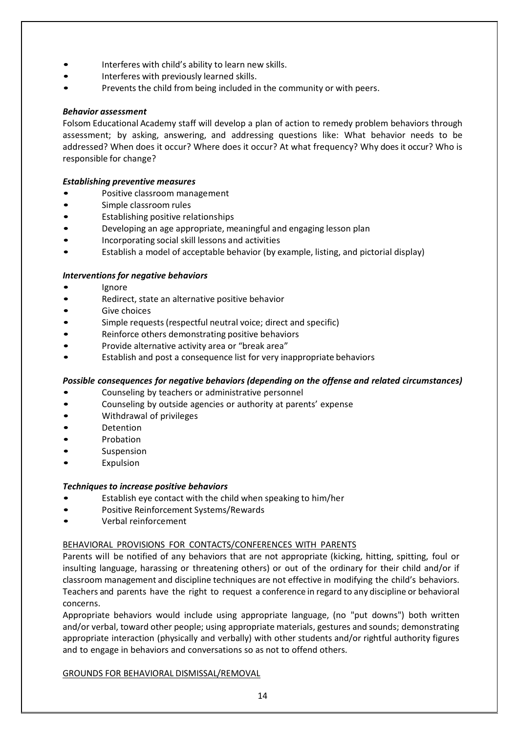- Interferes with child's ability to learn new skills.
- Interferes with previously learned skills.
- Prevents the child from being included in the community or with peers.

***Behavior assessment***

Folsom Educational Academy staff will develop a plan of action to remedy problem behaviors through assessment; by asking, answering, and addressing questions like: What behavior needs to be addressed? When does it occur? Where does it occur? At what frequency? Why does it occur? Who is responsible for change?

***Establishing preventive measures***

- Positive classroom management
- Simple classroom rules
- Establishing positive relationships
- Developing an age appropriate, meaningful and engaging lesson plan
- Incorporating social skill lessons and activities
- Establish a model of acceptable behavior (by example, listing, and pictorial display)

***Interventions for negative behaviors***

- Ignore
- Redirect, state an alternative positive behavior
- Give choices
- Simple requests (respectful neutral voice; direct and specific)
- Reinforce others demonstrating positive behaviors
- Provide alternative activity area or "break area"
- Establish and post a consequence list for very inappropriate behaviors

***Possible consequences for negative behaviors (depending on the offense and related circumstances)***

- Counseling by teachers or administrative personnel
- Counseling by outside agencies or authority at parents' expense
- Withdrawal of privileges
- Detention
- Probation
- Suspension
- Expulsion

***Techniques to increase positive behaviors***

- Establish eye contact with the child when speaking to him/her
- Positive Reinforcement Systems/Rewards
- Verbal reinforcement

<u>BEHAVIORAL PROVISIONS FOR CONTACTS/CONFERENCES WITH PARENTS</u>

Parents will be notified of any behaviors that are not appropriate (kicking, hitting, spitting, foul or insulting language, harassing or threatening others) or out of the ordinary for their child and/or if classroom management and discipline techniques are not effective in modifying the child's behaviors. Teachers and parents have the right to request a conference in regard to any discipline or behavioral concerns.

Appropriate behaviors would include using appropriate language, (no "put downs") both written and/or verbal, toward other people; using appropriate materials, gestures and sounds; demonstrating appropriate interaction (physically and verbally) with other students and/or rightful authority figures and to engage in behaviors and conversations so as not to offend others.

<u>GROUNDS FOR BEHAVIORAL DISMISSAL/REMOVAL</u>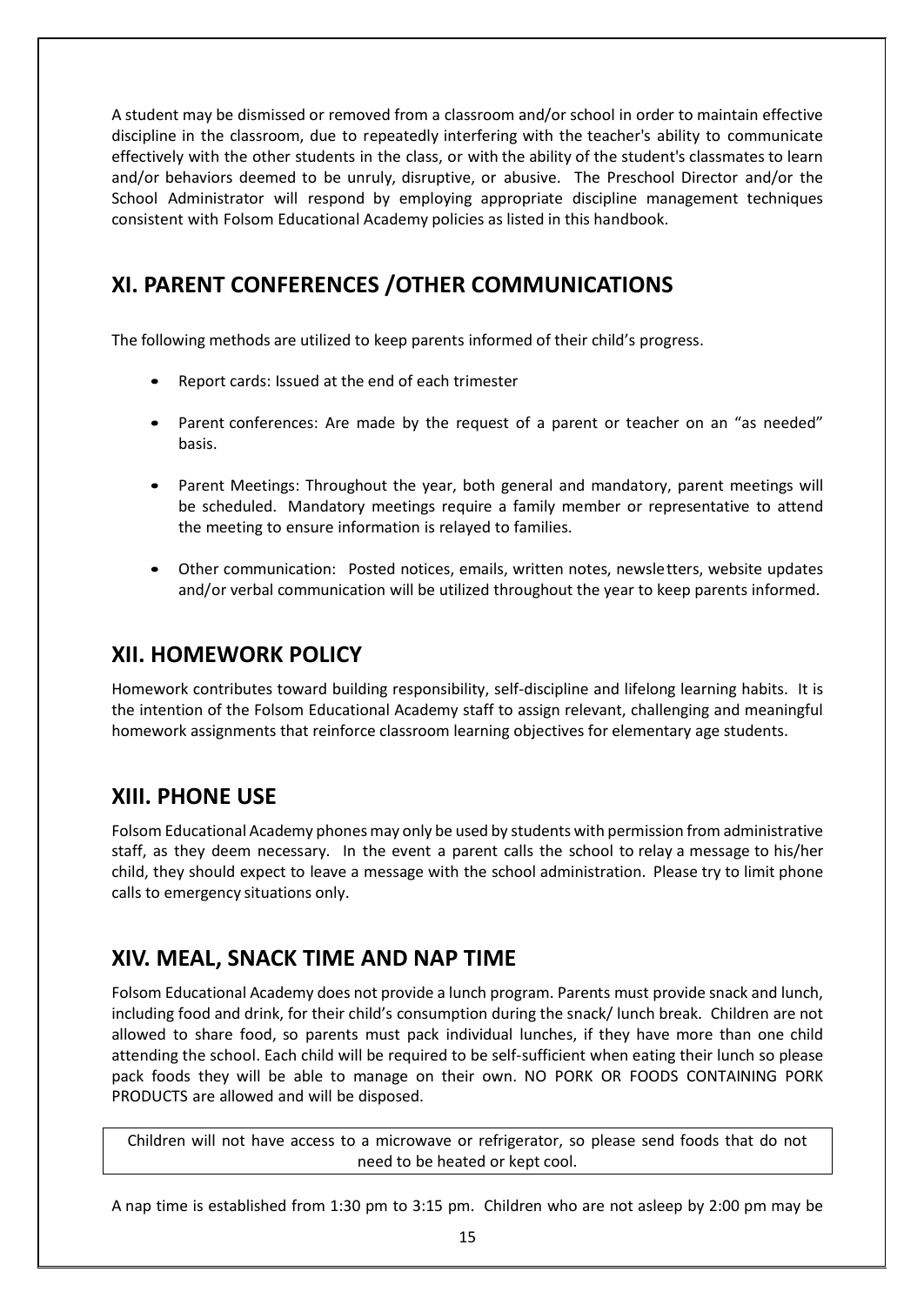A student may be dismissed or removed from a classroom and/or school in order to maintain effective discipline in the classroom, due to repeatedly interfering with the teacher's ability to communicate effectively with the other students in the class, or with the ability of the student's classmates to learn and/or behaviors deemed to be unruly, disruptive, or abusive. The Preschool Director and/or the School Administrator will respond by employing appropriate discipline management techniques consistent with Folsom Educational Academy policies as listed in this handbook.

## XI. PARENT CONFERENCES /OTHER COMMUNICATIONS

The following methods are utilized to keep parents informed of their child's progress.

- Report cards: Issued at the end of each trimester
- Parent conferences: Are made by the request of a parent or teacher on an "as needed" basis.
- Parent Meetings: Throughout the year, both general and mandatory, parent meetings will be scheduled. Mandatory meetings require a family member or representative to attend the meeting to ensure information is relayed to families.
- Other communication: Posted notices, emails, written notes, newsletters, website updates and/or verbal communication will be utilized throughout the year to keep parents informed.

## XII. HOMEWORK POLICY

Homework contributes toward building responsibility, self-discipline and lifelong learning habits. It is the intention of the Folsom Educational Academy staff to assign relevant, challenging and meaningful homework assignments that reinforce classroom learning objectives for elementary age students.

## XIII. PHONE USE

Folsom Educational Academy phones may only be used by students with permission from administrative staff, as they deem necessary. In the event a parent calls the school to relay a message to his/her child, they should expect to leave a message with the school administration. Please try to limit phone calls to emergency situations only.

## XIV. MEAL, SNACK TIME AND NAP TIME

Folsom Educational Academy does not provide a lunch program. Parents must provide snack and lunch, including food and drink, for their child's consumption during the snack/ lunch break. Children are not allowed to share food, so parents must pack individual lunches, if they have more than one child attending the school. Each child will be required to be self-sufficient when eating their lunch so please pack foods they will be able to manage on their own. NO PORK OR FOODS CONTAINING PORK PRODUCTS are allowed and will be disposed.

Children will not have access to a microwave or refrigerator, so please send foods that do not need to be heated or kept cool.

A nap time is established from 1:30 pm to 3:15 pm. Children who are not asleep by 2:00 pm may be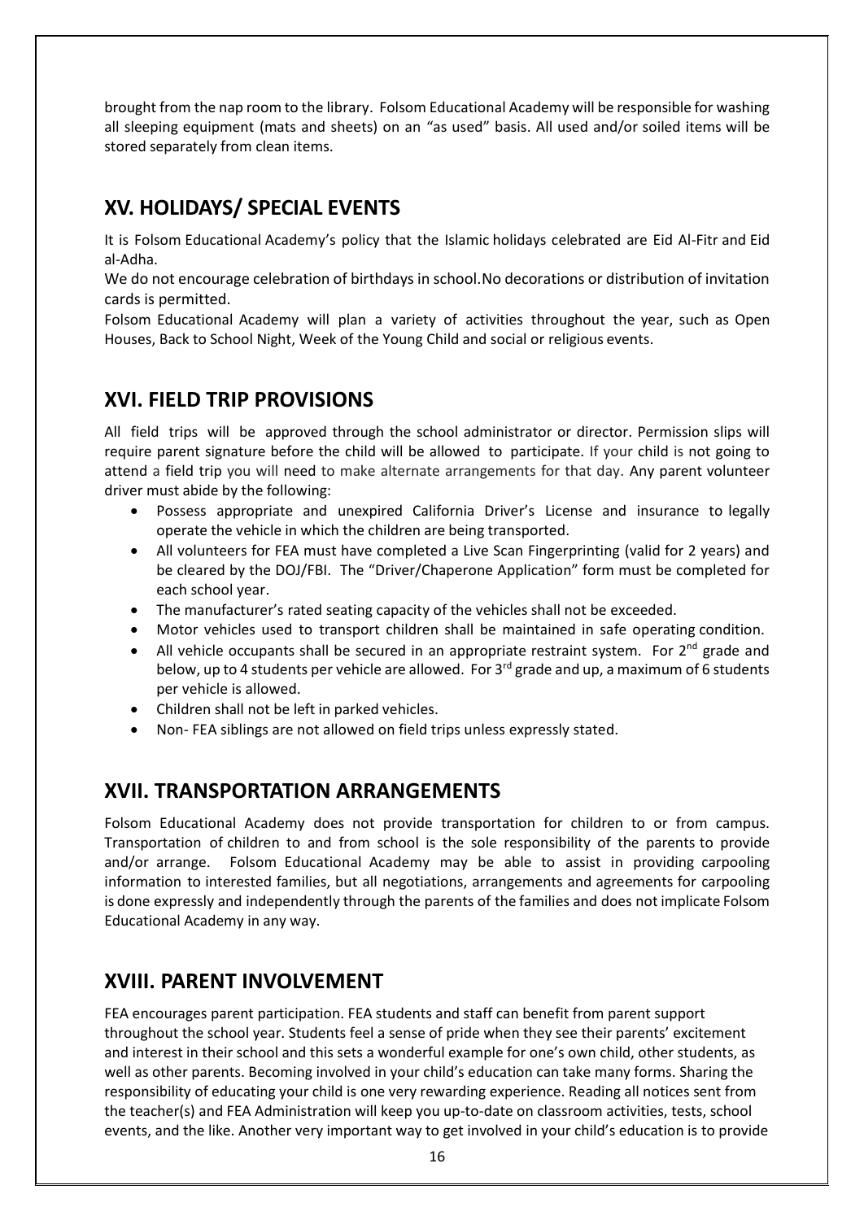brought from the nap room to the library. Folsom Educational Academy will be responsible for washing all sleeping equipment (mats and sheets) on an "as used" basis. All used and/or soiled items will be stored separately from clean items.

## XV. HOLIDAYS/ SPECIAL EVENTS

It is Folsom Educational Academy's policy that the Islamic holidays celebrated are Eid Al-Fitr and Eid al-Adha.

We do not encourage celebration of birthdays in school.No decorations or distribution of invitation cards is permitted.

Folsom Educational Academy will plan a variety of activities throughout the year, such as Open Houses, Back to School Night, Week of the Young Child and social or religious events.

## XVI. FIELD TRIP PROVISIONS

All field trips will be approved through the school administrator or director. Permission slips will require parent signature before the child will be allowed to participate. If your child is not going to attend a field trip you will need to make alternate arrangements for that day. Any parent volunteer driver must abide by the following:

- Possess appropriate and unexpired California Driver's License and insurance to legally operate the vehicle in which the children are being transported.
- All volunteers for FEA must have completed a Live Scan Fingerprinting (valid for 2 years) and be cleared by the DOJ/FBI. The "Driver/Chaperone Application" form must be completed for each school year.
- The manufacturer's rated seating capacity of the vehicles shall not be exceeded.
- Motor vehicles used to transport children shall be maintained in safe operating condition.
- All vehicle occupants shall be secured in an appropriate restraint system. For 2nd grade and below, up to 4 students per vehicle are allowed. For 3rd grade and up, a maximum of 6 students per vehicle is allowed.
- Children shall not be left in parked vehicles.
- Non- FEA siblings are not allowed on field trips unless expressly stated.

## XVII. TRANSPORTATION ARRANGEMENTS

Folsom Educational Academy does not provide transportation for children to or from campus. Transportation of children to and from school is the sole responsibility of the parents to provide and/or arrange. Folsom Educational Academy may be able to assist in providing carpooling information to interested families, but all negotiations, arrangements and agreements for carpooling is done expressly and independently through the parents of the families and does not implicate Folsom Educational Academy in any way.

## XVIII. PARENT INVOLVEMENT

FEA encourages parent participation. FEA students and staff can benefit from parent support throughout the school year. Students feel a sense of pride when they see their parents' excitement and interest in their school and this sets a wonderful example for one's own child, other students, as well as other parents. Becoming involved in your child's education can take many forms. Sharing the responsibility of educating your child is one very rewarding experience. Reading all notices sent from the teacher(s) and FEA Administration will keep you up-to-date on classroom activities, tests, school events, and the like. Another very important way to get involved in your child's education is to provide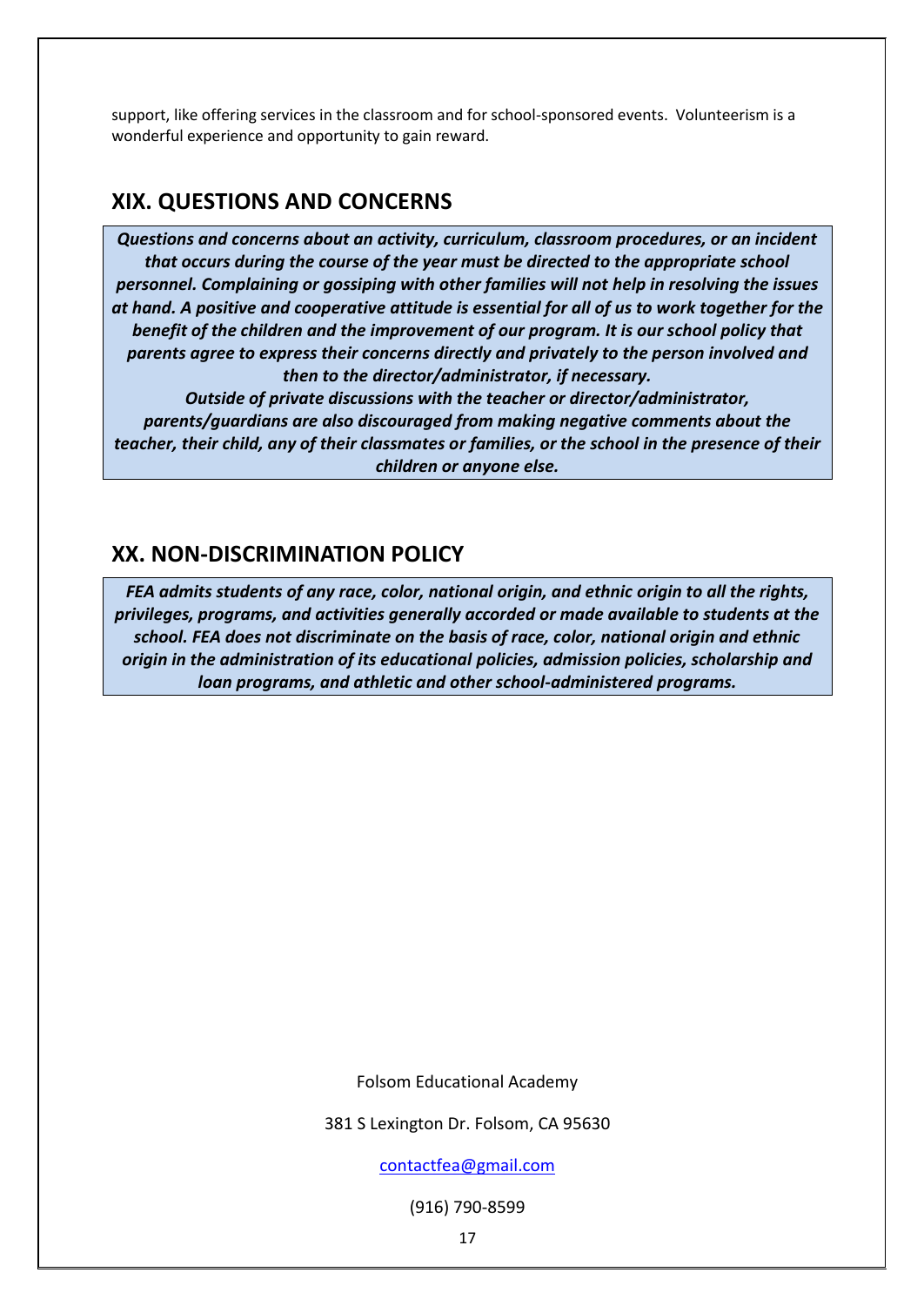support, like offering services in the classroom and for school-sponsored events. Volunteerism is a wonderful experience and opportunity to gain reward.

## XIX. QUESTIONS AND CONCERNS

***Questions and concerns about an activity, curriculum, classroom procedures, or an incident that occurs during the course of the year must be directed to the appropriate school personnel. Complaining or gossiping with other families will not help in resolving the issues at hand. A positive and cooperative attitude is essential for all of us to work together for the benefit of the children and the improvement of our program. It is our school policy that parents agree to express their concerns directly and privately to the person involved and then to the director/administrator, if necessary.***

***Outside of private discussions with the teacher or director/administrator, parents/guardians are also discouraged from making negative comments about the teacher, their child, any of their classmates or families, or the school in the presence of their children or anyone else.***

## XX. NON-DISCRIMINATION POLICY

***FEA admits students of any race, color, national origin, and ethnic origin to all the rights, privileges, programs, and activities generally accorded or made available to students at the school. FEA does not discriminate on the basis of race, color, national origin and ethnic origin in the administration of its educational policies, admission policies, scholarship and loan programs, and athletic and other school-administered programs.***

Folsom Educational Academy

381 S Lexington Dr. Folsom, CA 95630

contactfea@gmail.com

(916) 790-8599